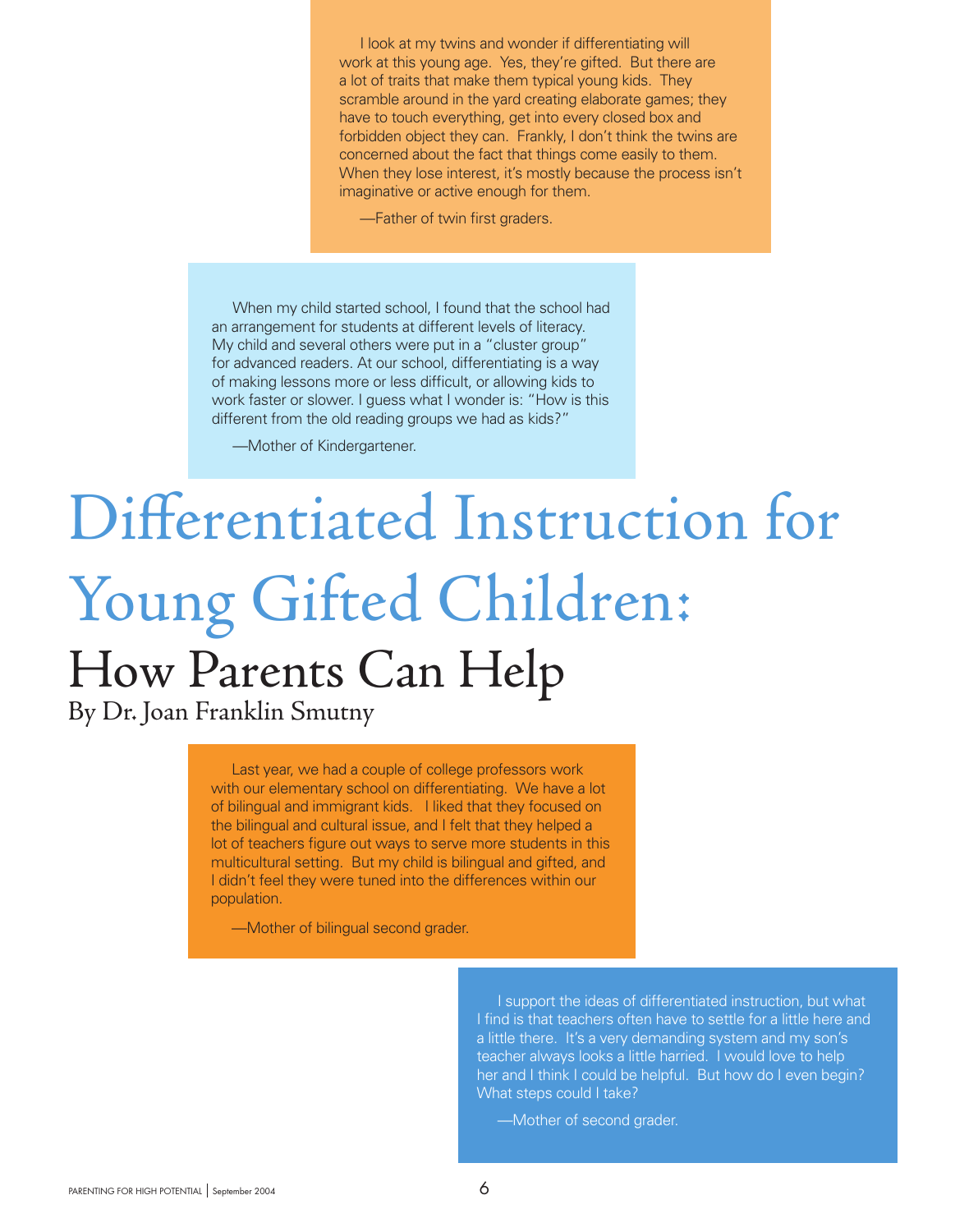I look at my twins and wonder if differentiating will work at this young age. Yes, they're gifted. But there are a lot of traits that make them typical young kids. They scramble around in the yard creating elaborate games; they have to touch everything, get into every closed box and forbidden object they can. Frankly, I don't think the twins are concerned about the fact that things come easily to them. When they lose interest, it's mostly because the process isn't imaginative or active enough for them.

—Father of twin first graders.

When my child started school, I found that the school had an arrangement for students at different levels of literacy. My child and several others were put in a "cluster group" for advanced readers. At our school, differentiating is a way of making lessons more or less difficult, or allowing kids to work faster or slower. I guess what I wonder is: "How is this different from the old reading groups we had as kids?"

—Mother of Kindergartener.

# Differentiated Instruction for Young Gifted Children:

## How Parents Can Help

By Dr. Joan Franklin Smutny

Last year, we had a couple of college professors work with our elementary school on differentiating. We have a lot of bilingual and immigrant kids. I liked that they focused on the bilingual and cultural issue, and I felt that they helped a lot of teachers figure out ways to serve more students in this multicultural setting. But my child is bilingual and gifted, and I didn't feel they were tuned into the differences within our population.

—Mother of bilingual second grader.

I support the ideas of differentiated instruction, but what I find is that teachers often have to settle for a little here and a little there. It's a very demanding system and my son's teacher always looks a little harried. I would love to help her and I think I could be helpful. But how do I even begin? What steps could I take?

—Mother of second grader.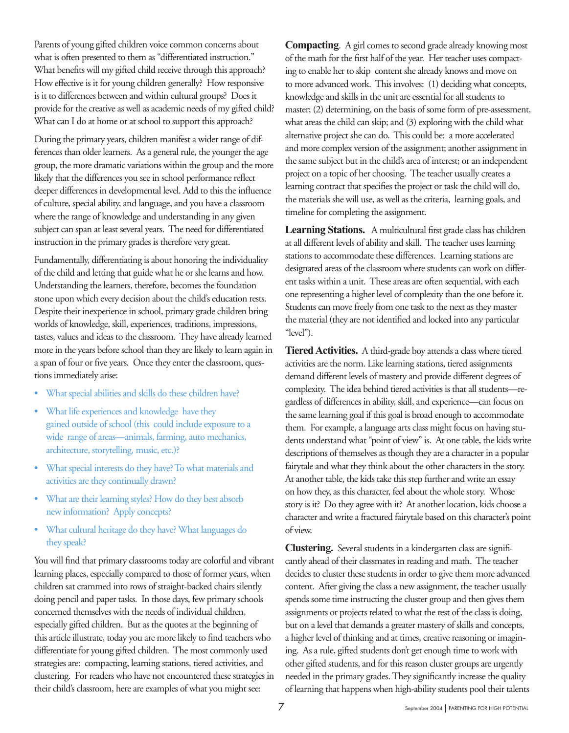Parents of young gifted children voice common concerns about what is often presented to them as "differentiated instruction." What benefits will my gifted child receive through this approach? How effective is it for young children generally? How responsive is it to differences between and within cultural groups? Does it provide for the creative as well as academic needs of my gifted child? What can I do at home or at school to support this approach?

During the primary years, children manifest a wider range of differences than older learners. As a general rule, the younger the age group, the more dramatic variations within the group and the more likely that the differences you see in school performance reflect deeper differences in developmental level. Add to this the influence of culture, special ability, and language, and you have a classroom where the range of knowledge and understanding in any given subject can span at least several years. The need for differentiated instruction in the primary grades is therefore very great.

Fundamentally, differentiating is about honoring the individuality of the child and letting that guide what he or she learns and how. Understanding the learners, therefore, becomes the foundation stone upon which every decision about the child's education rests. Despite their inexperience in school, primary grade children bring worlds of knowledge, skill, experiences, traditions, impressions, tastes, values and ideas to the classroom. They have already learned more in the years before school than they are likely to learn again in a span of four or five years. Once they enter the classroom, questions immediately arise:

- What special abilities and skills do these children have?
- What life experiences and knowledge have they gained outside of school (this could include exposure to a wide range of areas—animals, farming, auto mechanics, architecture, storytelling, music, etc.)?
- What special interests do they have? To what materials and activities are they continually drawn?
- What are their learning styles? How do they best absorb new information? Apply concepts?
- What cultural heritage do they have? What languages do they speak?

You will find that primary classrooms today are colorful and vibrant learning places, especially compared to those of former years, when children sat crammed into rows of straight-backed chairs silently doing pencil and paper tasks. In those days, few primary schools concerned themselves with the needs of individual children, especially gifted children. But as the quotes at the beginning of this article illustrate, today you are more likely to find teachers who differentiate for young gifted children. The most commonly used strategies are: compacting, learning stations, tiered activities, and clustering. For readers who have not encountered these strategies in their child's classroom, here are examples of what you might see:

**Compacting**. A girl comes to second grade already knowing most of the math for the first half of the year. Her teacher uses compacting to enable her to skip content she already knows and move on to more advanced work. This involves: (1) deciding what concepts, knowledge and skills in the unit are essential for all students to master; (2) determining, on the basis of some form of pre-assessment, what areas the child can skip; and (3) exploring with the child what alternative project she can do. This could be: a more accelerated and more complex version of the assignment; another assignment in the same subject but in the child's area of interest; or an independent project on a topic of her choosing. The teacher usually creates a learning contract that specifies the project or task the child will do, the materials she will use, as well as the criteria, learning goals, and timeline for completing the assignment.

**Learning Stations.** A multicultural first grade class has children at all different levels of ability and skill. The teacher uses learning stations to accommodate these differences. Learning stations are designated areas of the classroom where students can work on different tasks within a unit. These areas are often sequential, with each one representing a higher level of complexity than the one before it. Students can move freely from one task to the next as they master the material (they are not identified and locked into any particular "level").

**Tiered Activities.** A third-grade boy attends a class where tiered activities are the norm. Like learning stations, tiered assignments demand different levels of mastery and provide different degrees of complexity. The idea behind tiered activities is that all students—regardless of differences in ability, skill, and experience—can focus on the same learning goal if this goal is broad enough to accommodate them. For example, a language arts class might focus on having students understand what "point of view" is. At one table, the kids write descriptions of themselves as though they are a character in a popular fairytale and what they think about the other characters in the story. At another table, the kids take this step further and write an essay on how they, as this character, feel about the whole story. Whose story is it? Do they agree with it? At another location, kids choose a character and write a fractured fairytale based on this character's point of view.

**Clustering.** Several students in a kindergarten class are significantly ahead of their classmates in reading and math. The teacher decides to cluster these students in order to give them more advanced content. After giving the class a new assignment, the teacher usually spends some time instructing the cluster group and then gives them assignments or projects related to what the rest of the class is doing, but on a level that demands a greater mastery of skills and concepts, a higher level of thinking and at times, creative reasoning or imagining. As a rule, gifted students don't get enough time to work with other gifted students, and for this reason cluster groups are urgently needed in the primary grades. They significantly increase the quality of learning that happens when high-ability students pool their talents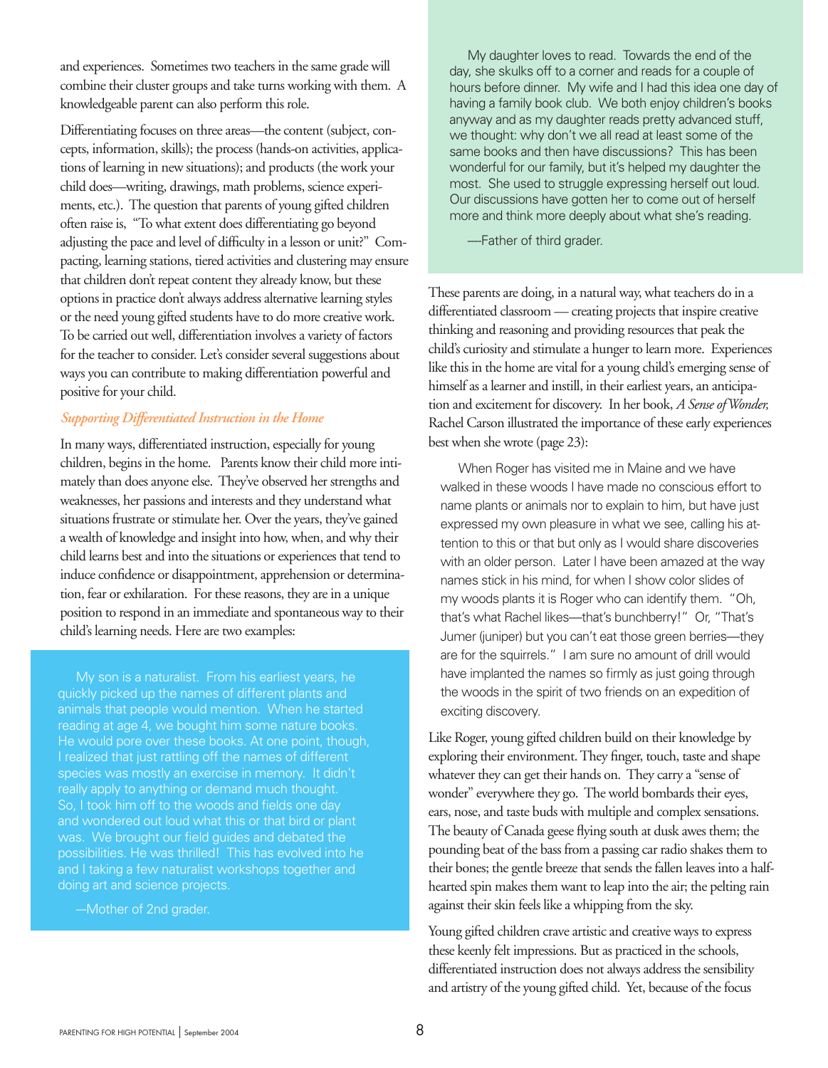and experiences. Sometimes two teachers in the same grade will combine their cluster groups and take turns working with them. A knowledgeable parent can also perform this role.

Differentiating focuses on three areas—the content (subject, concepts, information, skills); the process (hands-on activities, applications of learning in new situations); and products (the work your child does—writing, drawings, math problems, science experiments, etc.). The question that parents of young gifted children often raise is, "To what extent does differentiating go beyond adjusting the pace and level of difficulty in a lesson or unit?" Compacting, learning stations, tiered activities and clustering may ensure that children don't repeat content they already know, but these options in practice don't always address alternative learning styles or the need young gifted students have to do more creative work. To be carried out well, differentiation involves a variety of factors for the teacher to consider. Let's consider several suggestions about ways you can contribute to making differentiation powerful and positive for your child.

### *Supporting Differentiated Instruction in the Home*

In many ways, differentiated instruction, especially for young children, begins in the home. Parents know their child more intimately than does anyone else. They've observed her strengths and weaknesses, her passions and interests and they understand what situations frustrate or stimulate her. Over the years, they've gained a wealth of knowledge and insight into how, when, and why their child learns best and into the situations or experiences that tend to induce confidence or disappointment, apprehension or determination, fear or exhilaration. For these reasons, they are in a unique position to respond in an immediate and spontaneous way to their child's learning needs. Here are two examples:

> My son is a naturalist. From his earliest years, he quickly picked up the names of different plants and animals that people would mention. When he started reading at age 4, we bought him some nature books. He would pore over these books. At one point, though, I realized that just rattling off the names of different species was mostly an exercise in memory. It didn't really apply to anything or demand much thought. So, I took him off to the woods and fields one day and wondered out loud what this or that bird or plant was. We brought our field guides and debated the possibilities. He was thrilled! This has evolved into he and I taking a few naturalist workshops together and doing art and science projects.
>
> —Mother of 2nd grader.

> My daughter loves to read. Towards the end of the day, she skulks off to a corner and reads for a couple of hours before dinner. My wife and I had this idea one day of having a family book club. We both enjoy children's books anyway and as my daughter reads pretty advanced stuff, we thought: why don't we all read at least some of the same books and then have discussions? This has been wonderful for our family, but it's helped my daughter the most. She used to struggle expressing herself out loud. Our discussions have gotten her to come out of herself more and think more deeply about what she's reading.
>
> —Father of third grader.

These parents are doing, in a natural way, what teachers do in a differentiated classroom — creating projects that inspire creative thinking and reasoning and providing resources that peak the child's curiosity and stimulate a hunger to learn more. Experiences like this in the home are vital for a young child's emerging sense of himself as a learner and instill, in their earliest years, an anticipation and excitement for discovery. In her book, *A Sense of Wonder,* Rachel Carson illustrated the importance of these early experiences best when she wrote (page 23):

> When Roger has visited me in Maine and we have walked in these woods I have made no conscious effort to name plants or animals nor to explain to him, but have just expressed my own pleasure in what we see, calling his attention to this or that but only as I would share discoveries with an older person. Later I have been amazed at the way names stick in his mind, for when I show color slides of my woods plants it is Roger who can identify them. "Oh, that's what Rachel likes—that's bunchberry!" Or, "That's Jumer (juniper) but you can't eat those green berries—they are for the squirrels." I am sure no amount of drill would have implanted the names so firmly as just going through the woods in the spirit of two friends on an expedition of exciting discovery.

Like Roger, young gifted children build on their knowledge by exploring their environment. They finger, touch, taste and shape whatever they can get their hands on. They carry a "sense of wonder" everywhere they go. The world bombards their eyes, ears, nose, and taste buds with multiple and complex sensations. The beauty of Canada geese flying south at dusk awes them; the pounding beat of the bass from a passing car radio shakes them to their bones; the gentle breeze that sends the fallen leaves into a half-hearted spin makes them want to leap into the air; the pelting rain against their skin feels like a whipping from the sky.

Young gifted children crave artistic and creative ways to express these keenly felt impressions. But as practiced in the schools, differentiated instruction does not always address the sensibility and artistry of the young gifted child. Yet, because of the focus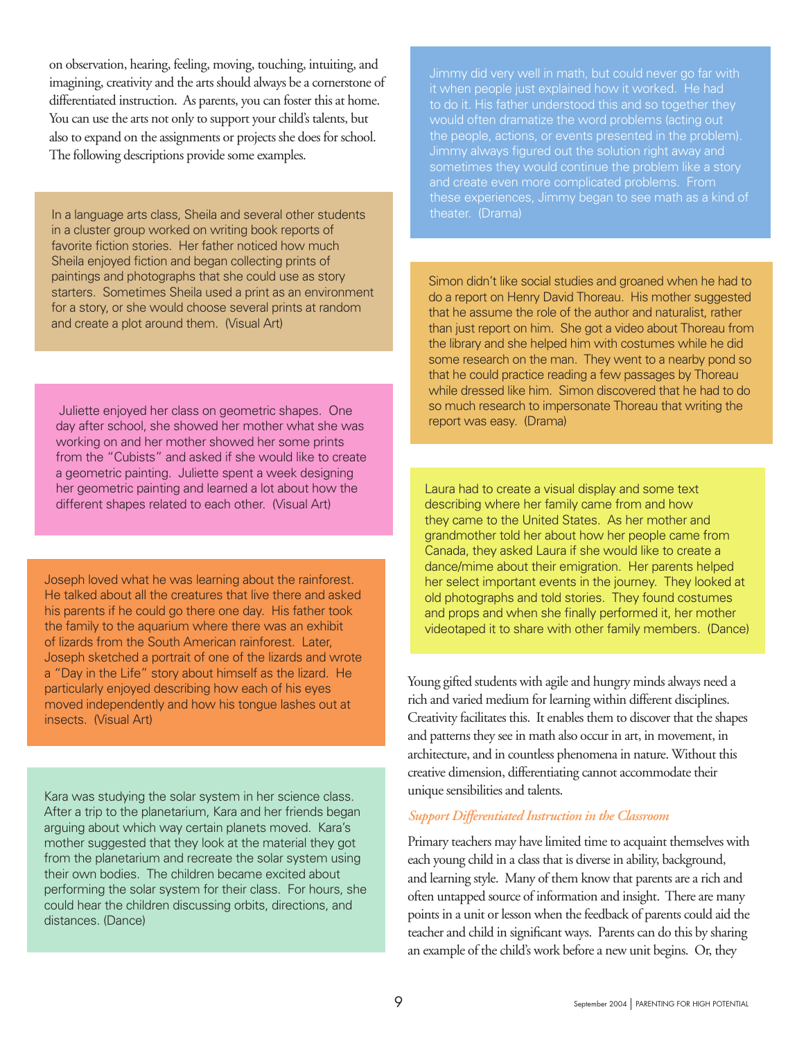on observation, hearing, feeling, moving, touching, intuiting, and imagining, creativity and the arts should always be a cornerstone of differentiated instruction. As parents, you can foster this at home. You can use the arts not only to support your child's talents, but also to expand on the assignments or projects she does for school. The following descriptions provide some examples.

In a language arts class, Sheila and several other students in a cluster group worked on writing book reports of favorite fiction stories. Her father noticed how much Sheila enjoyed fiction and began collecting prints of paintings and photographs that she could use as story starters. Sometimes Sheila used a print as an environment for a story, or she would choose several prints at random and create a plot around them. (Visual Art)

Juliette enjoyed her class on geometric shapes. One day after school, she showed her mother what she was working on and her mother showed her some prints from the "Cubists" and asked if she would like to create a geometric painting. Juliette spent a week designing her geometric painting and learned a lot about how the different shapes related to each other. (Visual Art)

Joseph loved what he was learning about the rainforest. He talked about all the creatures that live there and asked his parents if he could go there one day. His father took the family to the aquarium where there was an exhibit of lizards from the South American rainforest. Later, Joseph sketched a portrait of one of the lizards and wrote a "Day in the Life" story about himself as the lizard. He particularly enjoyed describing how each of his eyes moved independently and how his tongue lashes out at insects. (Visual Art)

Kara was studying the solar system in her science class. After a trip to the planetarium, Kara and her friends began arguing about which way certain planets moved. Kara's mother suggested that they look at the material they got from the planetarium and recreate the solar system using their own bodies. The children became excited about performing the solar system for their class. For hours, she could hear the children discussing orbits, directions, and distances. (Dance)

Jimmy did very well in math, but could never go far with it when people just explained how it worked. He had to do it. His father understood this and so together they would often dramatize the word problems (acting out the people, actions, or events presented in the problem). Jimmy always figured out the solution right away and sometimes they would continue the problem like a story and create even more complicated problems. From these experiences, Jimmy began to see math as a kind of theater. (Drama)

Simon didn't like social studies and groaned when he had to do a report on Henry David Thoreau. His mother suggested that he assume the role of the author and naturalist, rather than just report on him. She got a video about Thoreau from the library and she helped him with costumes while he did some research on the man. They went to a nearby pond so that he could practice reading a few passages by Thoreau while dressed like him. Simon discovered that he had to do so much research to impersonate Thoreau that writing the report was easy. (Drama)

Laura had to create a visual display and some text describing where her family came from and how they came to the United States. As her mother and grandmother told her about how her people came from Canada, they asked Laura if she would like to create a dance/mime about their emigration. Her parents helped her select important events in the journey. They looked at old photographs and told stories. They found costumes and props and when she finally performed it, her mother videotaped it to share with other family members. (Dance)

Young gifted students with agile and hungry minds always need a rich and varied medium for learning within different disciplines. Creativity facilitates this. It enables them to discover that the shapes and patterns they see in math also occur in art, in movement, in architecture, and in countless phenomena in nature. Without this creative dimension, differentiating cannot accommodate their unique sensibilities and talents.

### *Support Differentiated Instruction in the Classroom*

Primary teachers may have limited time to acquaint themselves with each young child in a class that is diverse in ability, background, and learning style. Many of them know that parents are a rich and often untapped source of information and insight. There are many points in a unit or lesson when the feedback of parents could aid the teacher and child in significant ways. Parents can do this by sharing an example of the child's work before a new unit begins. Or, they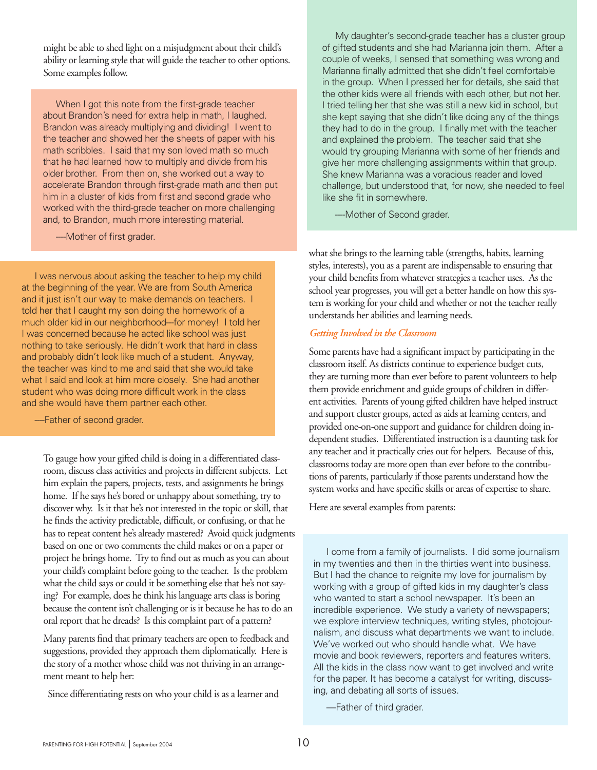might be able to shed light on a misjudgment about their child's ability or learning style that will guide the teacher to other options. Some examples follow.

> When I got this note from the first-grade teacher about Brandon's need for extra help in math, I laughed. Brandon was already multiplying and dividing! I went to the teacher and showed her the sheets of paper with his math scribbles. I said that my son loved math so much that he had learned how to multiply and divide from his older brother. From then on, she worked out a way to accelerate Brandon through first-grade math and then put him in a cluster of kids from first and second grade who worked with the third-grade teacher on more challenging and, to Brandon, much more interesting material.
>
> —Mother of first grader.

> I was nervous about asking the teacher to help my child at the beginning of the year. We are from South America and it just isn't our way to make demands on teachers. I told her that I caught my son doing the homework of a much older kid in our neighborhood—for money! I told her I was concerned because he acted like school was just nothing to take seriously. He didn't work that hard in class and probably didn't look like much of a student. Anyway, the teacher was kind to me and said that she would take what I said and look at him more closely. She had another student who was doing more difficult work in the class and she would have them partner each other.
>
> —Father of second grader.

To gauge how your gifted child is doing in a differentiated classroom, discuss class activities and projects in different subjects. Let him explain the papers, projects, tests, and assignments he brings home. If he says he's bored or unhappy about something, try to discover why. Is it that he's not interested in the topic or skill, that he finds the activity predictable, difficult, or confusing, or that he has to repeat content he's already mastered? Avoid quick judgments based on one or two comments the child makes or on a paper or project he brings home. Try to find out as much as you can about your child's complaint before going to the teacher. Is the problem what the child says or could it be something else that he's not saying? For example, does he think his language arts class is boring because the content isn't challenging or is it because he has to do an oral report that he dreads? Is this complaint part of a pattern?

Many parents find that primary teachers are open to feedback and suggestions, provided they approach them diplomatically. Here is the story of a mother whose child was not thriving in an arrangement meant to help her:

> My daughter's second-grade teacher has a cluster group of gifted students and she had Marianna join them. After a couple of weeks, I sensed that something was wrong and Marianna finally admitted that she didn't feel comfortable in the group. When I pressed her for details, she said that the other kids were all friends with each other, but not her. I tried telling her that she was still a new kid in school, but she kept saying that she didn't like doing any of the things they had to do in the group. I finally met with the teacher and explained the problem. The teacher said that she would try grouping Marianna with some of her friends and give her more challenging assignments within that group. She knew Marianna was a voracious reader and loved challenge, but understood that, for now, she needed to feel like she fit in somewhere.
>
> —Mother of Second grader.

Since differentiating rests on who your child is as a learner and what she brings to the learning table (strengths, habits, learning styles, interests), you as a parent are indispensable to ensuring that your child benefits from whatever strategies a teacher uses. As the school year progresses, you will get a better handle on how this system is working for your child and whether or not the teacher really understands her abilities and learning needs.

### *Getting Involved in the Classroom*

Some parents have had a significant impact by participating in the classroom itself. As districts continue to experience budget cuts, they are turning more than ever before to parent volunteers to help them provide enrichment and guide groups of children in different activities. Parents of young gifted children have helped instruct and support cluster groups, acted as aids at learning centers, and provided one-on-one support and guidance for children doing independent studies. Differentiated instruction is a daunting task for any teacher and it practically cries out for helpers. Because of this, classrooms today are more open than ever before to the contributions of parents, particularly if those parents understand how the system works and have specific skills or areas of expertise to share.

Here are several examples from parents:

> I come from a family of journalists. I did some journalism in my twenties and then in the thirties went into business. But I had the chance to reignite my love for journalism by working with a group of gifted kids in my daughter's class who wanted to start a school newspaper. It's been an incredible experience. We study a variety of newspapers; we explore interview techniques, writing styles, photojournalism, and discuss what departments we want to include. We've worked out who should handle what. We have movie and book reviewers, reporters and features writers. All the kids in the class now want to get involved and write for the paper. It has become a catalyst for writing, discussing, and debating all sorts of issues.
>
> —Father of third grader.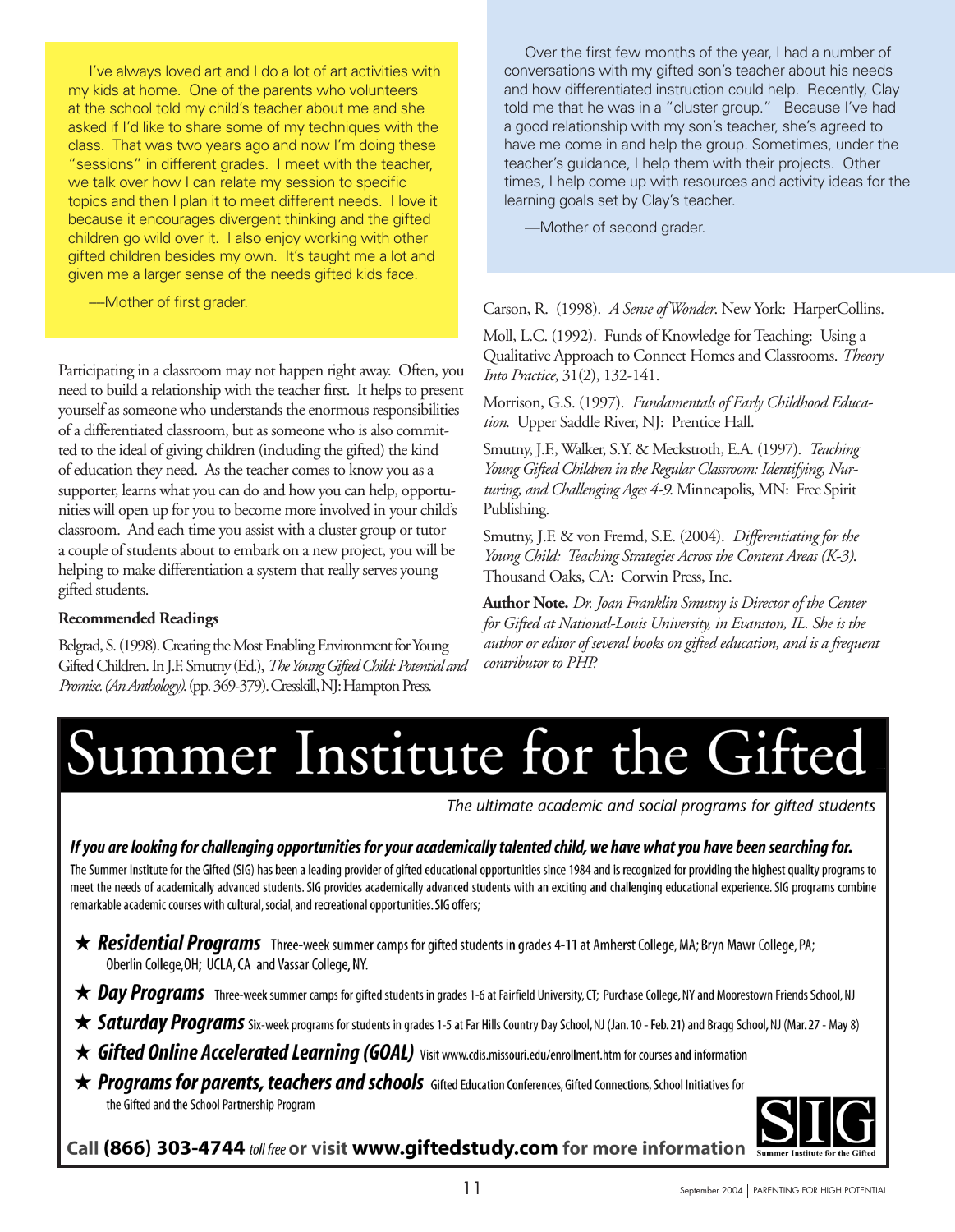I've always loved art and I do a lot of art activities with my kids at home. One of the parents who volunteers at the school told my child's teacher about me and she asked if I'd like to share some of my techniques with the class. That was two years ago and now I'm doing these "sessions" in different grades. I meet with the teacher, we talk over how I can relate my session to specific topics and then I plan it to meet different needs. I love it because it encourages divergent thinking and the gifted children go wild over it. I also enjoy working with other gifted children besides my own. It's taught me a lot and given me a larger sense of the needs gifted kids face.

—Mother of first grader.

Over the first few months of the year, I had a number of conversations with my gifted son's teacher about his needs and how differentiated instruction could help. Recently, Clay told me that he was in a "cluster group." Because I've had a good relationship with my son's teacher, she's agreed to have me come in and help the group. Sometimes, under the teacher's guidance, I help them with their projects. Other times, I help come up with resources and activity ideas for the learning goals set by Clay's teacher.

—Mother of second grader.

Participating in a classroom may not happen right away. Often, you need to build a relationship with the teacher first. It helps to present yourself as someone who understands the enormous responsibilities of a differentiated classroom, but as someone who is also committed to the ideal of giving children (including the gifted) the kind of education they need. As the teacher comes to know you as a supporter, learns what you can do and how you can help, opportunities will open up for you to become more involved in your child's classroom. And each time you assist with a cluster group or tutor a couple of students about to embark on a new project, you will be helping to make differentiation a system that really serves young gifted students.

**Recommended Readings**

Belgrad, S. (1998). Creating the Most Enabling Environment for Young Gifted Children. In J.F. Smutny (Ed.), *The Young Gifted Child: Potential and Promise. (An Anthology).* (pp. 369-379). Cresskill, NJ: Hampton Press.

Carson, R. (1998). *A Sense of Wonder*. New York: HarperCollins.

Moll, L.C. (1992). Funds of Knowledge for Teaching: Using a Qualitative Approach to Connect Homes and Classrooms. *Theory Into Practice*, 31(2), 132-141.

Morrison, G.S. (1997). *Fundamentals of Early Childhood Education*. Upper Saddle River, NJ: Prentice Hall.

Smutny, J.F., Walker, S.Y. & Meckstroth, E.A. (1997). *Teaching Young Gifted Children in the Regular Classroom: Identifying, Nurturing, and Challenging Ages 4-9.* Minneapolis, MN: Free Spirit Publishing.

Smutny, J.F. & von Fremd, S.E. (2004). *Differentiating for the Young Child: Teaching Strategies Across the Content Areas (K-3).* Thousand Oaks, CA: Corwin Press, Inc.

**Author Note.** *Dr. Joan Franklin Smutny is Director of the Center for Gifted at National-Louis University, in Evanston, IL. She is the author or editor of several books on gifted education, and is a frequent contributor to PHP.*

# Summer Institute for the Gifted

*The ultimate academic and social programs for gifted students*

***If you are looking for challenging opportunities for your academically talented child, we have what you have been searching for.***

The Summer Institute for the Gifted (SIG) has been a leading provider of gifted educational opportunities since 1984 and is recognized for providing the highest quality programs to meet the needs of academically advanced students. SIG provides academically advanced students with an exciting and challenging educational experience. SIG programs combine remarkable academic courses with cultural, social, and recreational opportunities. SIG offers;

- ★ ***Residential Programs*** Three-week summer camps for gifted students in grades 4-11 at Amherst College, MA; Bryn Mawr College, PA; Oberlin College, OH; UCLA, CA and Vassar College, NY.
- ★ ***Day Programs*** Three-week summer camps for gifted students in grades 1-6 at Fairfield University, CT; Purchase College, NY and Moorestown Friends School, NJ
- ★ ***Saturday Programs*** Six-week programs for students in grades 1-5 at Far Hills Country Day School, NJ (Jan. 10 - Feb. 21) and Bragg School, NJ (Mar. 27 - May 8)
- ★ ***Gifted Online Accelerated Learning (GOAL)*** Visit www.cdis.missouri.edu/enrollment.htm for courses and information
- ★ ***Programs for parents, teachers and schools*** Gifted Education Conferences, Gifted Connections, School Initiatives for the Gifted and the School Partnership Program

**Call (866) 303-4744** *toll free* **or visit www.giftedstudy.com for more information**

SIG Summer Institute for the Gifted